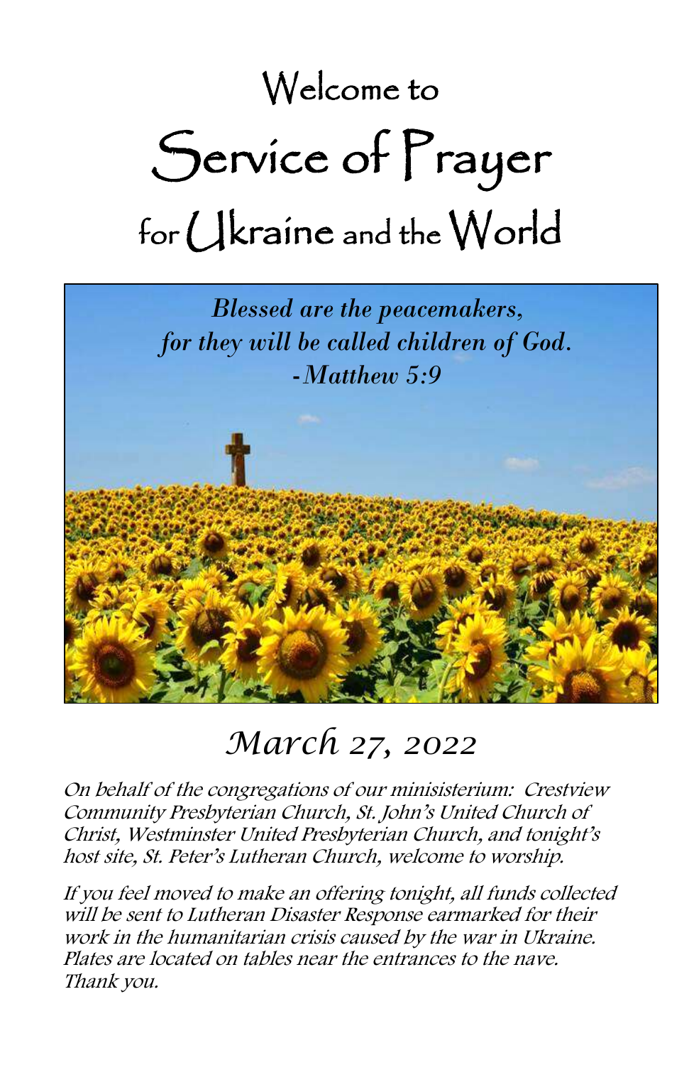# Welcome to

# Service of Prayer

# for Ukraine and the World

*Blessed are the peacemakers,*
*for they will be called children of God.*
*-Matthew 5:9*

## *March 27, 2022*

*On behalf of the congregations of our minisisterium: Crestview Community Presbyterian Church, St. John's United Church of Christ, Westminster United Presbyterian Church, and tonight's host site, St. Peter's Lutheran Church, welcome to worship.*

*If you feel moved to make an offering tonight, all funds collected will be sent to Lutheran Disaster Response earmarked for their work in the humanitarian crisis caused by the war in Ukraine. Plates are located on tables near the entrances to the nave. Thank you.*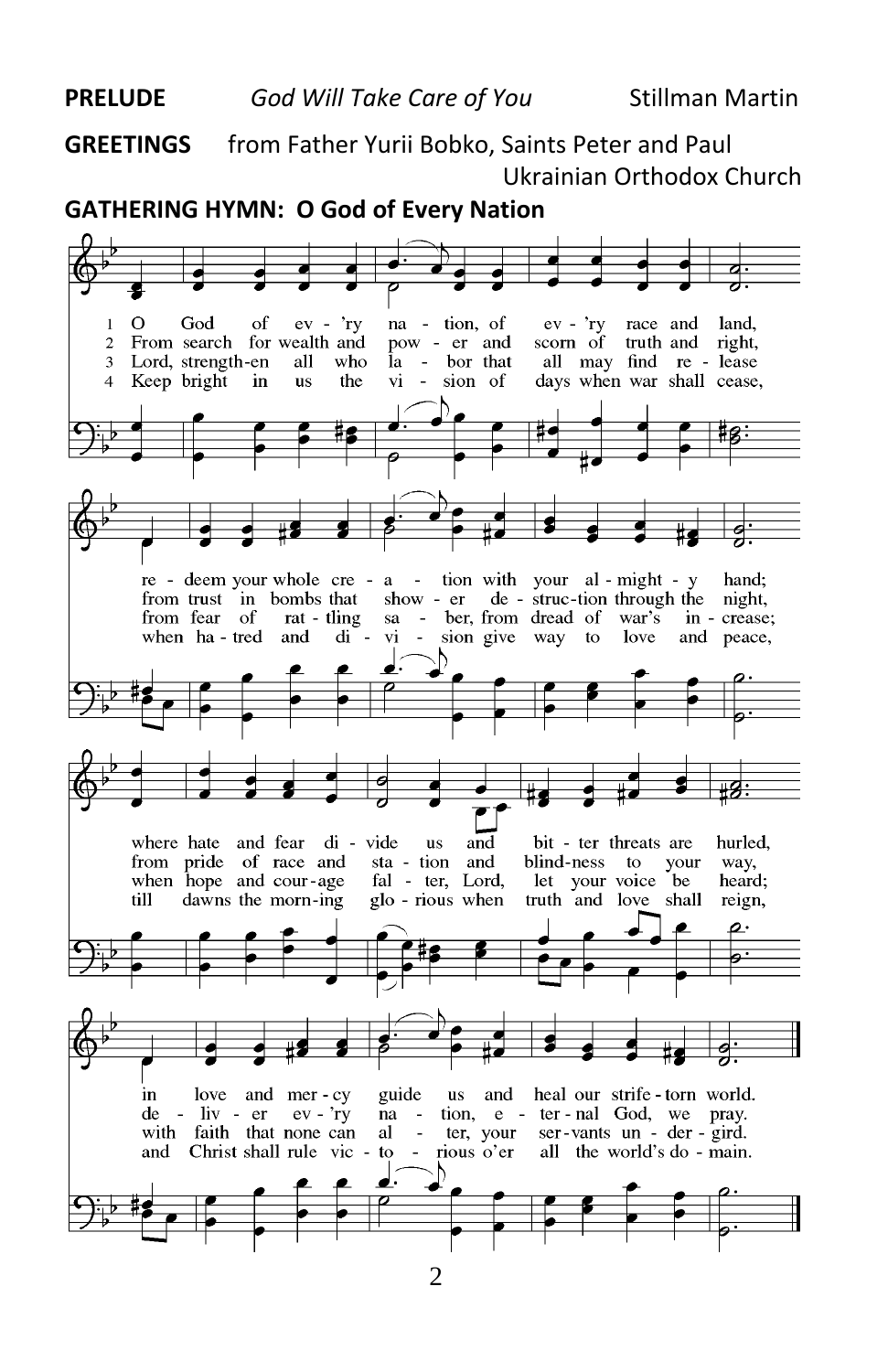**PRELUDE** *God Will Take Care of You* Stillman Martin

**GREETINGS** from Father Yurii Bobko, Saints Peter and Paul Ukrainian Orthodox Church

**GATHERING HYMN: O God of Every Nation**

1 O God of every nation, of every race and land, redeem your whole creation with your almighty hand; where hate and fear divide us and bitter threats are hurled, in love and mercy guide us and heal our strife-torn world.

2 From search for wealth and power and scorn of truth and right, from trust in bombs that shower destruction through the night, from pride of race and station and blindness to your way, deliver every nation, eternal God, we pray.

3 Lord, strengthen all who labor that all may find release from fear of rattling saber, from dread of war's increase; when hope and courage falter, Lord, let your voice be heard; with faith that none can alter, your servants undergird.

4 Keep bright in us the vision of days when war shall cease, when hatred and division give way to love and peace, till dawns the morning glorious when truth and love shall reign, and Christ shall rule victorious o'er all the world's domain.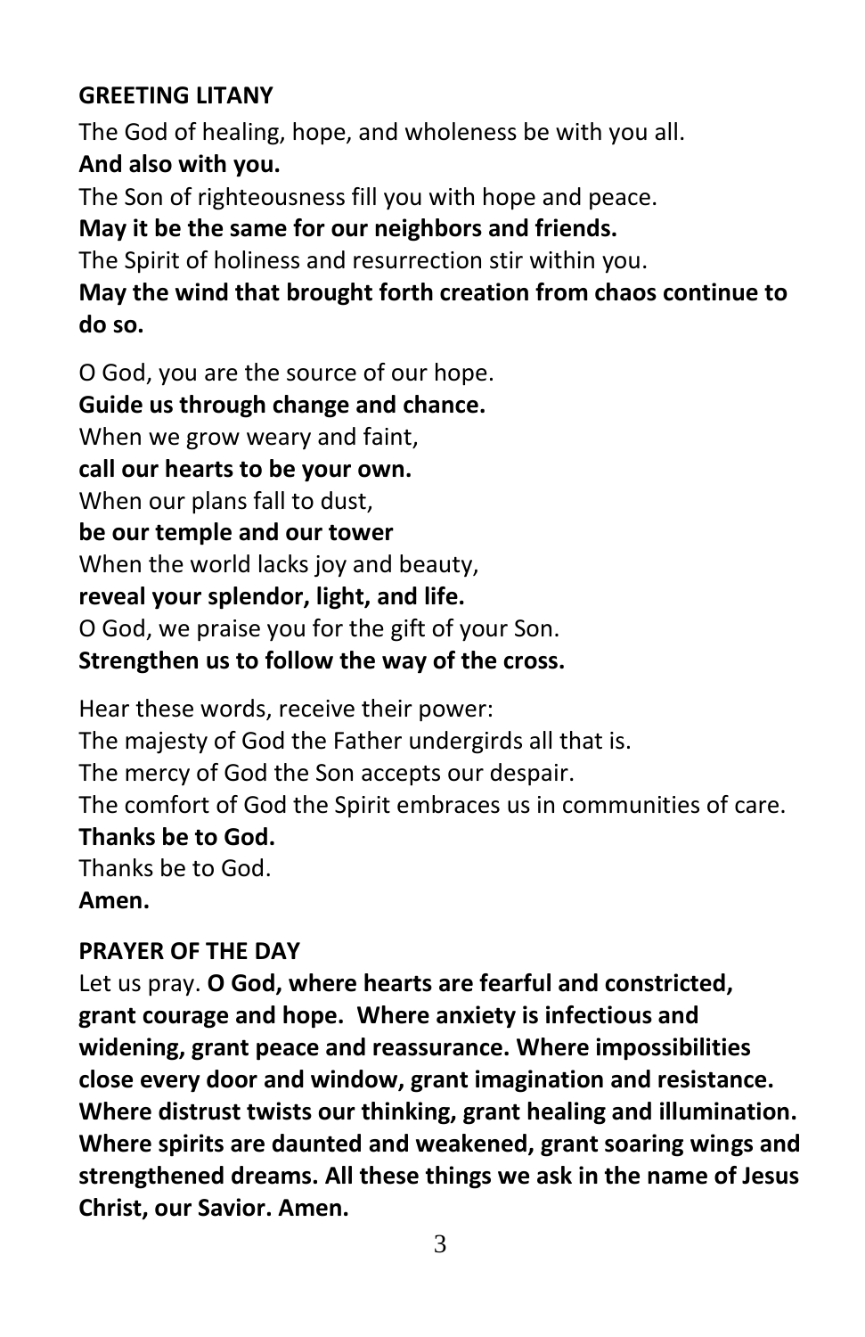**GREETING LITANY**

The God of healing, hope, and wholeness be with you all.
**And also with you.**
The Son of righteousness fill you with hope and peace.
**May it be the same for our neighbors and friends.**
The Spirit of holiness and resurrection stir within you.
**May the wind that brought forth creation from chaos continue to do so.**

O God, you are the source of our hope.
**Guide us through change and chance.**
When we grow weary and faint,
**call our hearts to be your own.**
When our plans fall to dust,
**be our temple and our tower**
When the world lacks joy and beauty,
**reveal your splendor, light, and life.**
O God, we praise you for the gift of your Son.
**Strengthen us to follow the way of the cross.**

Hear these words, receive their power:
The majesty of God the Father undergirds all that is.
The mercy of God the Son accepts our despair.
The comfort of God the Spirit embraces us in communities of care.
**Thanks be to God.**
Thanks be to God.
**Amen.**

**PRAYER OF THE DAY**

Let us pray. **O God, where hearts are fearful and constricted, grant courage and hope. Where anxiety is infectious and widening, grant peace and reassurance. Where impossibilities close every door and window, grant imagination and resistance. Where distrust twists our thinking, grant healing and illumination. Where spirits are daunted and weakened, grant soaring wings and strengthened dreams. All these things we ask in the name of Jesus Christ, our Savior. Amen.**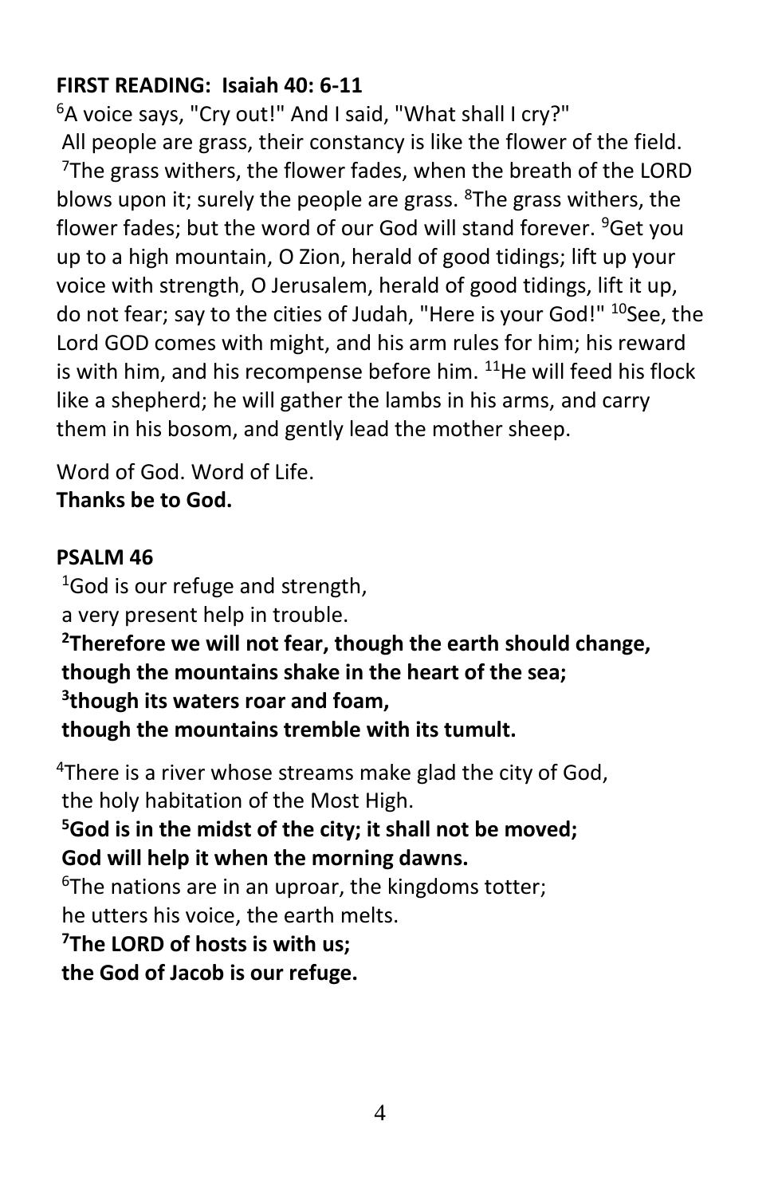**FIRST READING: Isaiah 40: 6-11**

[6]A voice says, "Cry out!" And I said, "What shall I cry?" All people are grass, their constancy is like the flower of the field. [7]The grass withers, the flower fades, when the breath of the LORD blows upon it; surely the people are grass. [8]The grass withers, the flower fades; but the word of our God will stand forever. [9]Get you up to a high mountain, O Zion, herald of good tidings; lift up your voice with strength, O Jerusalem, herald of good tidings, lift it up, do not fear; say to the cities of Judah, "Here is your God!" [10]See, the Lord GOD comes with might, and his arm rules for him; his reward is with him, and his recompense before him. [11]He will feed his flock like a shepherd; he will gather the lambs in his arms, and carry them in his bosom, and gently lead the mother sheep.

Word of God. Word of Life.
**Thanks be to God.**

**PSALM 46**

[1]God is our refuge and strength,
a very present help in trouble.
**[2]Therefore we will not fear, though the earth should change,**
**though the mountains shake in the heart of the sea;**
**[3]though its waters roar and foam,**
**though the mountains tremble with its tumult.**

[4]There is a river whose streams make glad the city of God,
the holy habitation of the Most High.
**[5]God is in the midst of the city; it shall not be moved;**
**God will help it when the morning dawns.**
[6]The nations are in an uproar, the kingdoms totter;
he utters his voice, the earth melts.
**[7]The LORD of hosts is with us;**
**the God of Jacob is our refuge.**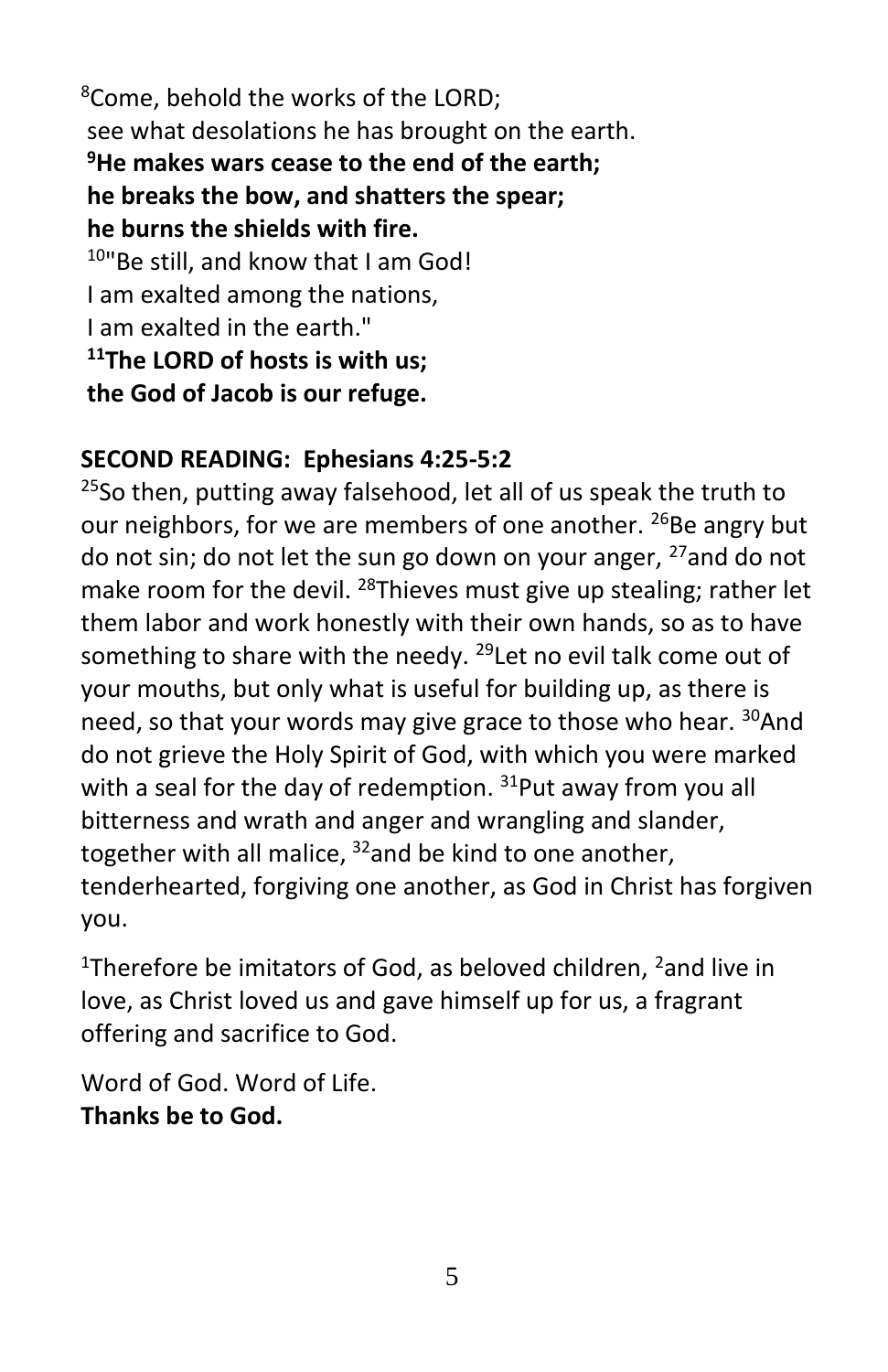[8]Come, behold the works of the LORD;
see what desolations he has brought on the earth.
**[9]He makes wars cease to the end of the earth;**
**he breaks the bow, and shatters the spear;**
**he burns the shields with fire.**
[10]"Be still, and know that I am God!
I am exalted among the nations,
I am exalted in the earth."
**[11]The LORD of hosts is with us;**
**the God of Jacob is our refuge.**

**SECOND READING: Ephesians 4:25-5:2**

[25]So then, putting away falsehood, let all of us speak the truth to our neighbors, for we are members of one another. [26]Be angry but do not sin; do not let the sun go down on your anger, [27]and do not make room for the devil. [28]Thieves must give up stealing; rather let them labor and work honestly with their own hands, so as to have something to share with the needy. [29]Let no evil talk come out of your mouths, but only what is useful for building up, as there is need, so that your words may give grace to those who hear. [30]And do not grieve the Holy Spirit of God, with which you were marked with a seal for the day of redemption. [31]Put away from you all bitterness and wrath and anger and wrangling and slander, together with all malice, [32]and be kind to one another, tenderhearted, forgiving one another, as God in Christ has forgiven you.

[1]Therefore be imitators of God, as beloved children, [2]and live in love, as Christ loved us and gave himself up for us, a fragrant offering and sacrifice to God.

Word of God. Word of Life.
**Thanks be to God.**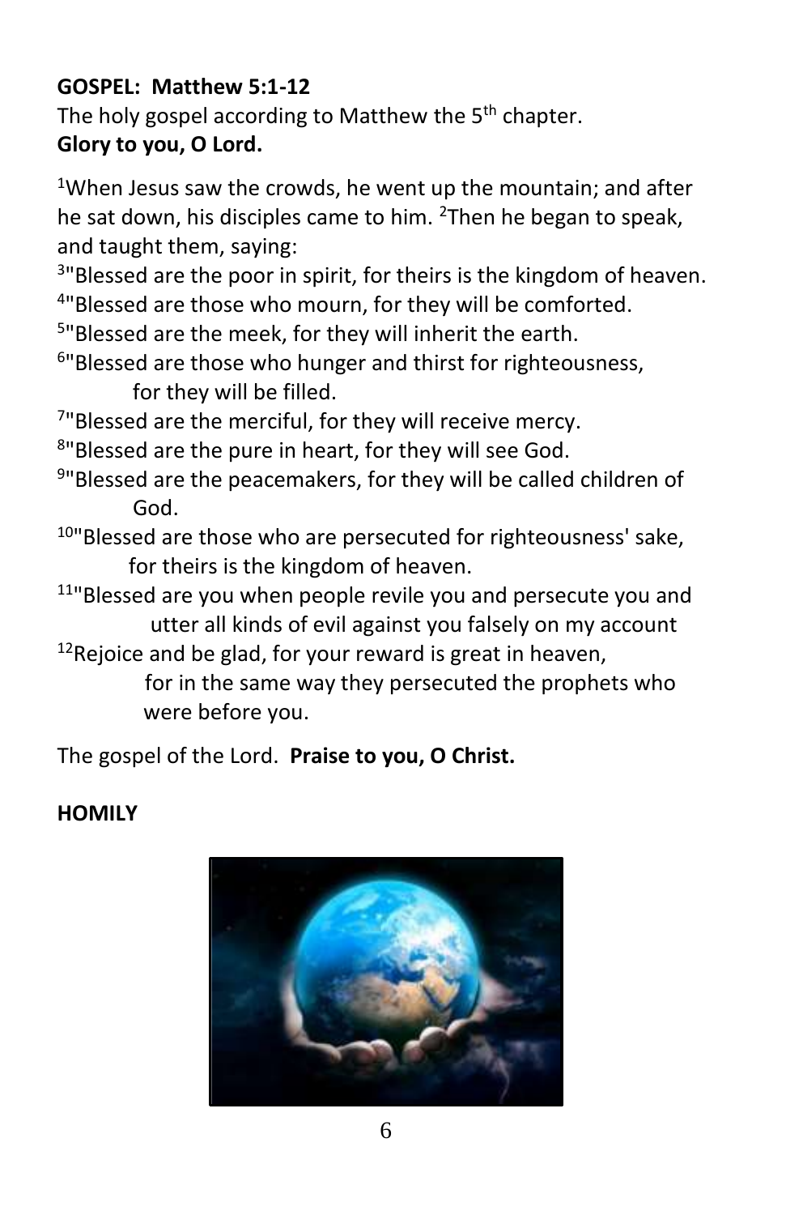**GOSPEL: Matthew 5:1-12**

The holy gospel according to Matthew the 5th chapter.

**Glory to you, O Lord.**

[1]When Jesus saw the crowds, he went up the mountain; and after he sat down, his disciples came to him. [2]Then he began to speak, and taught them, saying:

[3]"Blessed are the poor in spirit, for theirs is the kingdom of heaven.

[4]"Blessed are those who mourn, for they will be comforted.

[5]"Blessed are the meek, for they will inherit the earth.

[6]"Blessed are those who hunger and thirst for righteousness, for they will be filled.

[7]"Blessed are the merciful, for they will receive mercy.

[8]"Blessed are the pure in heart, for they will see God.

[9]"Blessed are the peacemakers, for they will be called children of God.

[10]"Blessed are those who are persecuted for righteousness' sake, for theirs is the kingdom of heaven.

[11]"Blessed are you when people revile you and persecute you and utter all kinds of evil against you falsely on my account

[12]Rejoice and be glad, for your reward is great in heaven, for in the same way they persecuted the prophets who were before you.

The gospel of the Lord. **Praise to you, O Christ.**

**HOMILY**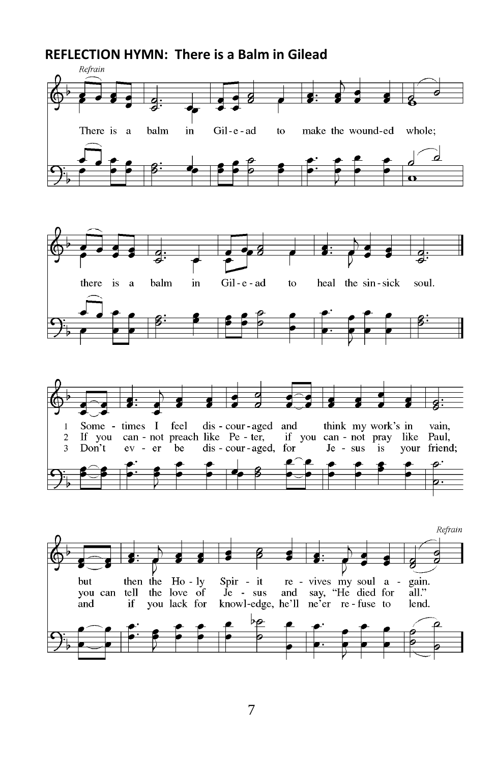**REFLECTION HYMN: There is a Balm in Gilead**

*Refrain*

There is a balm in Gil-e-ad to make the wound-ed whole;
there is a balm in Gil-e-ad to heal the sin-sick soul.

1 Some-times I feel dis-cour-aged and think my work's in vain,
but then the Ho-ly Spir-it re-vives my soul a-gain.

2 If you can-not preach like Pe-ter, if you can-not pray like Paul,
you can tell the love of Je-sus and say, "He died for all."

3 Don't ev-er be dis-cour-aged, for Je-sus is your friend;
and if you lack for knowl-edge, he'll ne'er re-fuse to lend.

*Refrain*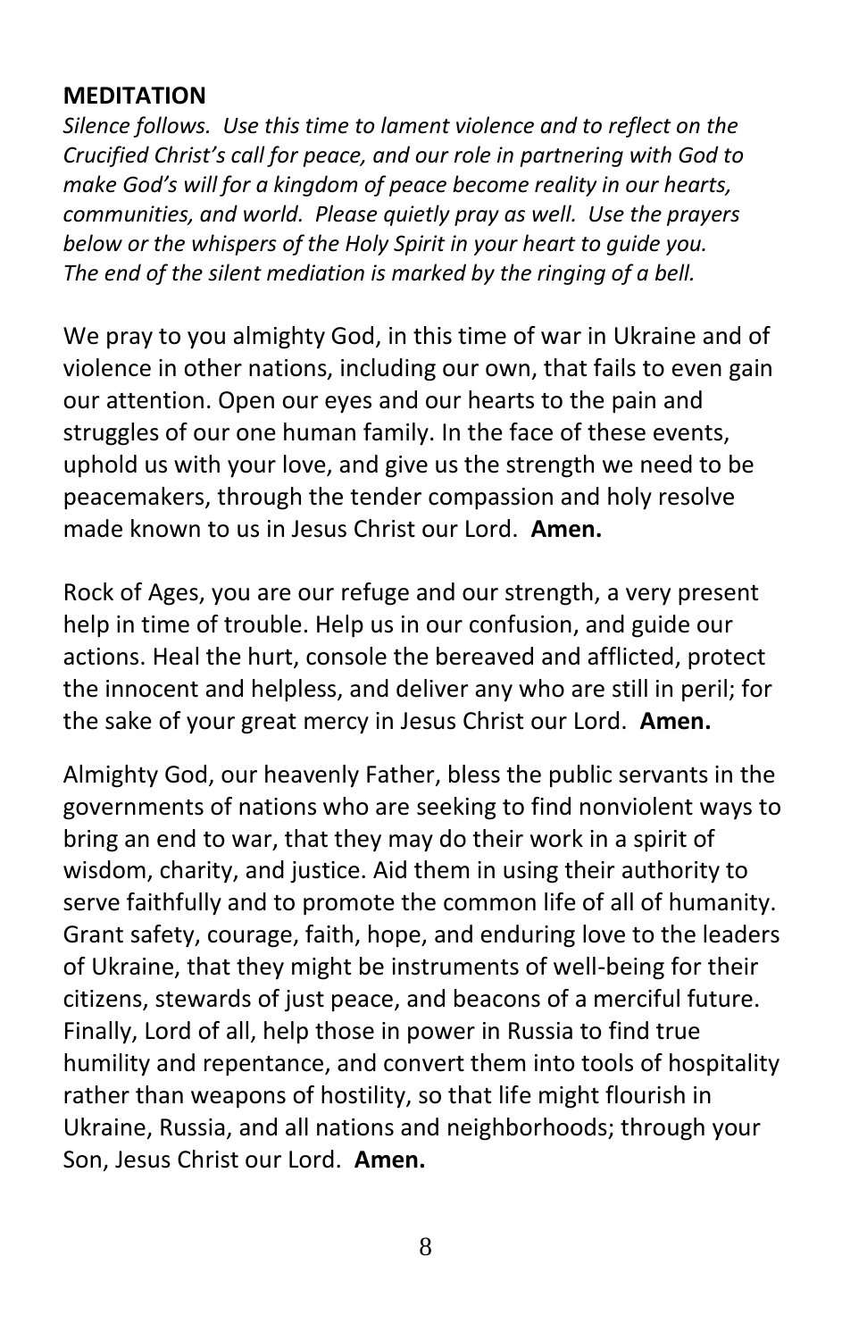**MEDITATION**

*Silence follows. Use this time to lament violence and to reflect on the Crucified Christ's call for peace, and our role in partnering with God to make God's will for a kingdom of peace become reality in our hearts, communities, and world. Please quietly pray as well. Use the prayers below or the whispers of the Holy Spirit in your heart to guide you. The end of the silent mediation is marked by the ringing of a bell.*

We pray to you almighty God, in this time of war in Ukraine and of violence in other nations, including our own, that fails to even gain our attention. Open our eyes and our hearts to the pain and struggles of our one human family. In the face of these events, uphold us with your love, and give us the strength we need to be peacemakers, through the tender compassion and holy resolve made known to us in Jesus Christ our Lord. **Amen.**

Rock of Ages, you are our refuge and our strength, a very present help in time of trouble. Help us in our confusion, and guide our actions. Heal the hurt, console the bereaved and afflicted, protect the innocent and helpless, and deliver any who are still in peril; for the sake of your great mercy in Jesus Christ our Lord. **Amen.**

Almighty God, our heavenly Father, bless the public servants in the governments of nations who are seeking to find nonviolent ways to bring an end to war, that they may do their work in a spirit of wisdom, charity, and justice. Aid them in using their authority to serve faithfully and to promote the common life of all of humanity. Grant safety, courage, faith, hope, and enduring love to the leaders of Ukraine, that they might be instruments of well-being for their citizens, stewards of just peace, and beacons of a merciful future. Finally, Lord of all, help those in power in Russia to find true humility and repentance, and convert them into tools of hospitality rather than weapons of hostility, so that life might flourish in Ukraine, Russia, and all nations and neighborhoods; through your Son, Jesus Christ our Lord. **Amen.**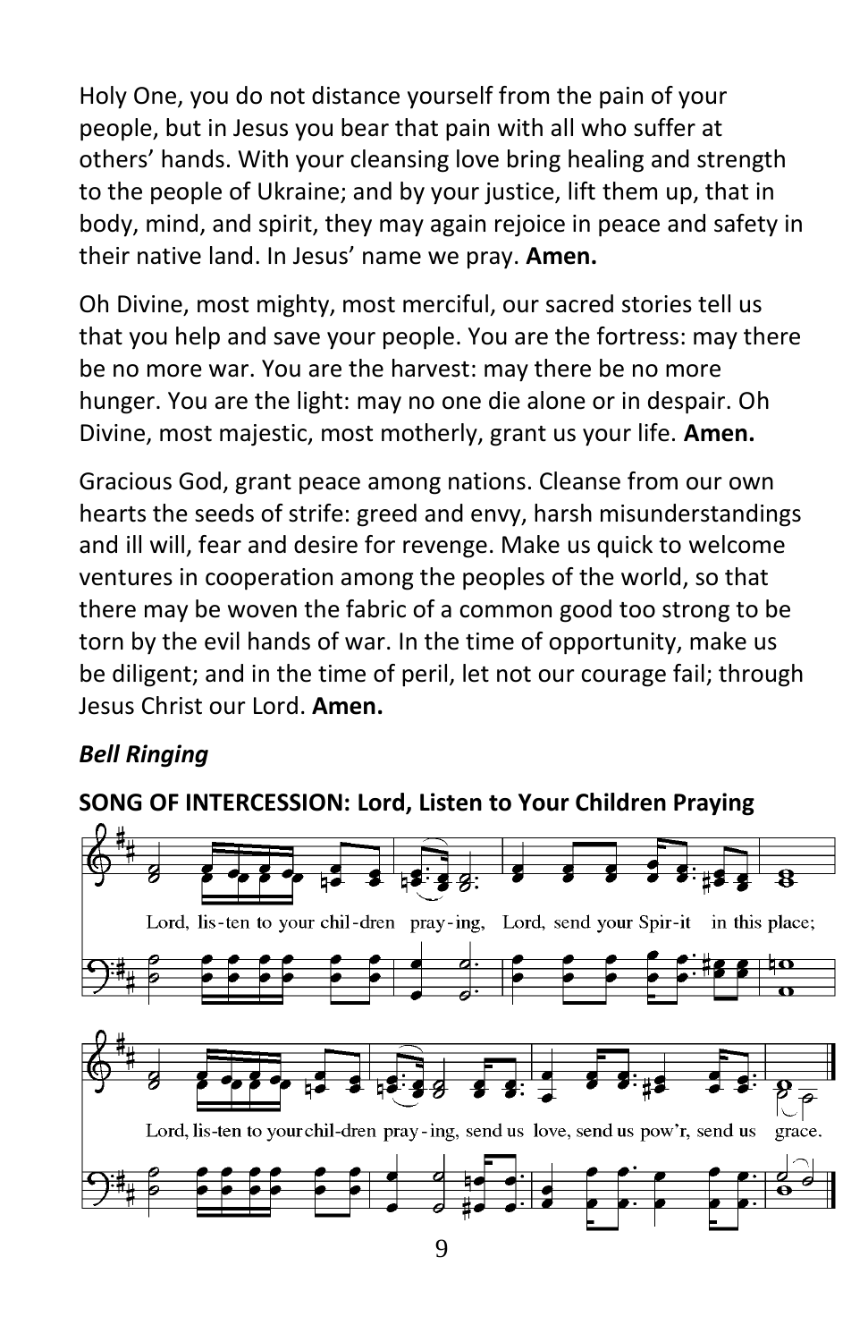Holy One, you do not distance yourself from the pain of your people, but in Jesus you bear that pain with all who suffer at others' hands. With your cleansing love bring healing and strength to the people of Ukraine; and by your justice, lift them up, that in body, mind, and spirit, they may again rejoice in peace and safety in their native land. In Jesus' name we pray. **Amen.**

Oh Divine, most mighty, most merciful, our sacred stories tell us that you help and save your people. You are the fortress: may there be no more war. You are the harvest: may there be no more hunger. You are the light: may no one die alone or in despair. Oh Divine, most majestic, most motherly, grant us your life. **Amen.**

Gracious God, grant peace among nations. Cleanse from our own hearts the seeds of strife: greed and envy, harsh misunderstandings and ill will, fear and desire for revenge. Make us quick to welcome ventures in cooperation among the peoples of the world, so that there may be woven the fabric of a common good too strong to be torn by the evil hands of war. In the time of opportunity, make us be diligent; and in the time of peril, let not our courage fail; through Jesus Christ our Lord. **Amen.**

***Bell Ringing***

**SONG OF INTERCESSION: Lord, Listen to Your Children Praying**

Lord, lis-ten to your chil-dren pray-ing, Lord, send your Spir-it in this place;

Lord, lis-ten to your chil-dren pray-ing, send us love, send us pow'r, send us grace.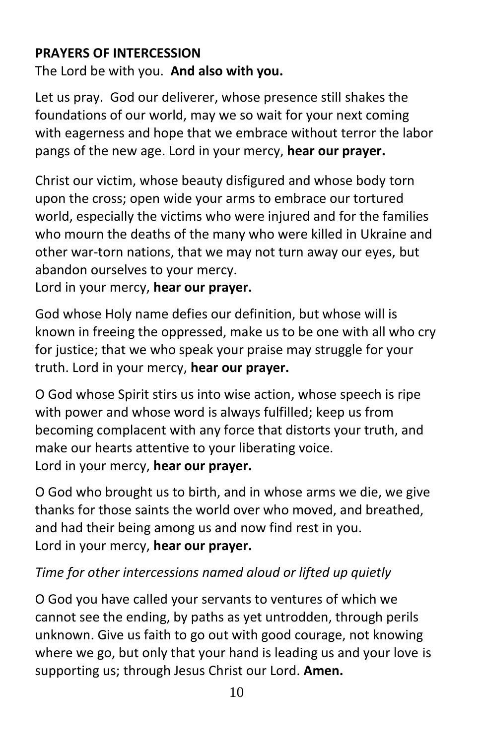**PRAYERS OF INTERCESSION**

The Lord be with you. **And also with you.**

Let us pray. God our deliverer, whose presence still shakes the foundations of our world, may we so wait for your next coming with eagerness and hope that we embrace without terror the labor pangs of the new age. Lord in your mercy, **hear our prayer.**

Christ our victim, whose beauty disfigured and whose body torn upon the cross; open wide your arms to embrace our tortured world, especially the victims who were injured and for the families who mourn the deaths of the many who were killed in Ukraine and other war-torn nations, that we may not turn away our eyes, but abandon ourselves to your mercy.
Lord in your mercy, **hear our prayer.**

God whose Holy name defies our definition, but whose will is known in freeing the oppressed, make us to be one with all who cry for justice; that we who speak your praise may struggle for your truth. Lord in your mercy, **hear our prayer.**

O God whose Spirit stirs us into wise action, whose speech is ripe with power and whose word is always fulfilled; keep us from becoming complacent with any force that distorts your truth, and make our hearts attentive to your liberating voice.
Lord in your mercy, **hear our prayer.**

O God who brought us to birth, and in whose arms we die, we give thanks for those saints the world over who moved, and breathed, and had their being among us and now find rest in you.
Lord in your mercy, **hear our prayer.**

*Time for other intercessions named aloud or lifted up quietly*

O God you have called your servants to ventures of which we cannot see the ending, by paths as yet untrodden, through perils unknown. Give us faith to go out with good courage, not knowing where we go, but only that your hand is leading us and your love is supporting us; through Jesus Christ our Lord. **Amen.**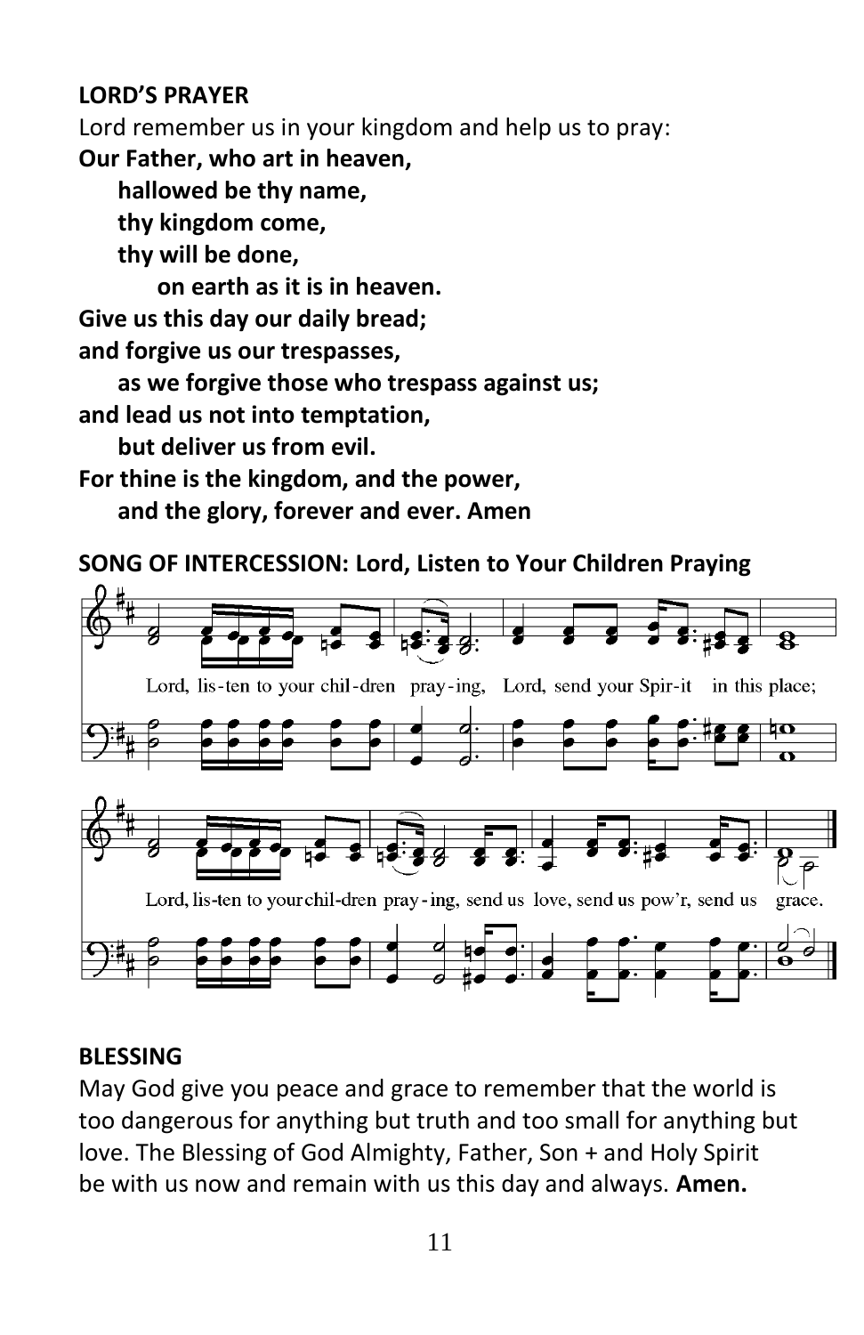**LORD'S PRAYER**

Lord remember us in your kingdom and help us to pray:

**Our Father, who art in heaven,**
**hallowed be thy name,**
**thy kingdom come,**
**thy will be done,**
**on earth as it is in heaven.**
**Give us this day our daily bread;**
**and forgive us our trespasses,**
**as we forgive those who trespass against us;**
**and lead us not into temptation,**
**but deliver us from evil.**
**For thine is the kingdom, and the power,**
**and the glory, forever and ever. Amen**

**SONG OF INTERCESSION: Lord, Listen to Your Children Praying**

Lord, lis-ten to your chil-dren pray-ing, Lord, send your Spir-it in this place;

Lord, lis-ten to your chil-dren pray-ing, send us love, send us pow'r, send us grace.

**BLESSING**

May God give you peace and grace to remember that the world is too dangerous for anything but truth and too small for anything but love. The Blessing of God Almighty, Father, Son + and Holy Spirit be with us now and remain with us this day and always. **Amen.**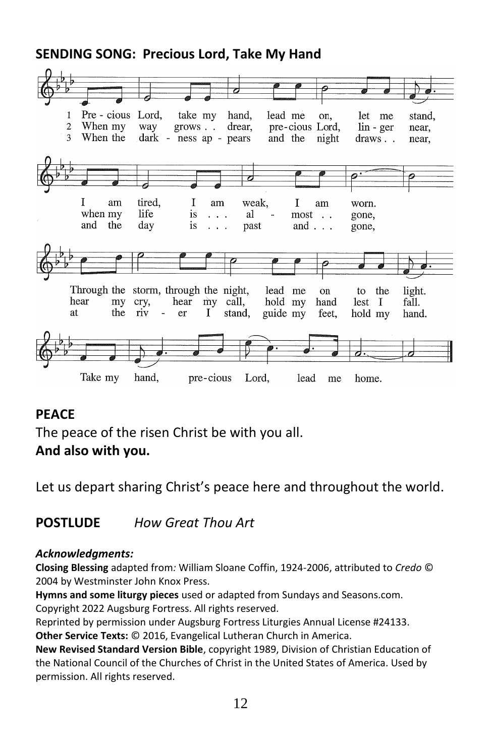## SENDING SONG: Precious Lord, Take My Hand

1 Pre - cious Lord, take my hand, lead me on, let me stand,
2 When my way grows . . drear, pre-cious Lord, lin - ger near,
3 When the dark - ness ap - pears and the night draws . . near,

I am tired, I am weak, I am worn.
when my life is . . . al - most . . gone,
and the day is . . . past and . . . gone,

Through the storm, through the night, lead me on to the light.
hear my cry, hear my call, hold my hand lest I fall.
at the riv - er I stand, guide my feet, hold my hand.

Take my hand, pre-cious Lord, lead me home.

## PEACE

The peace of the risen Christ be with you all.
**And also with you.**

Let us depart sharing Christ's peace here and throughout the world.

## POSTLUDE *How Great Thou Art*

***Acknowledgments:***

**Closing Blessing** adapted from*:* William Sloane Coffin, 1924-2006, attributed to *Credo* © 2004 by Westminster John Knox Press.

**Hymns and some liturgy pieces** used or adapted from Sundays and Seasons.com. Copyright 2022 Augsburg Fortress. All rights reserved.
Reprinted by permission under Augsburg Fortress Liturgies Annual License #24133.

**Other Service Texts:** © 2016, Evangelical Lutheran Church in America.

**New Revised Standard Version Bible**, copyright 1989, Division of Christian Education of the National Council of the Churches of Christ in the United States of America. Used by permission. All rights reserved.